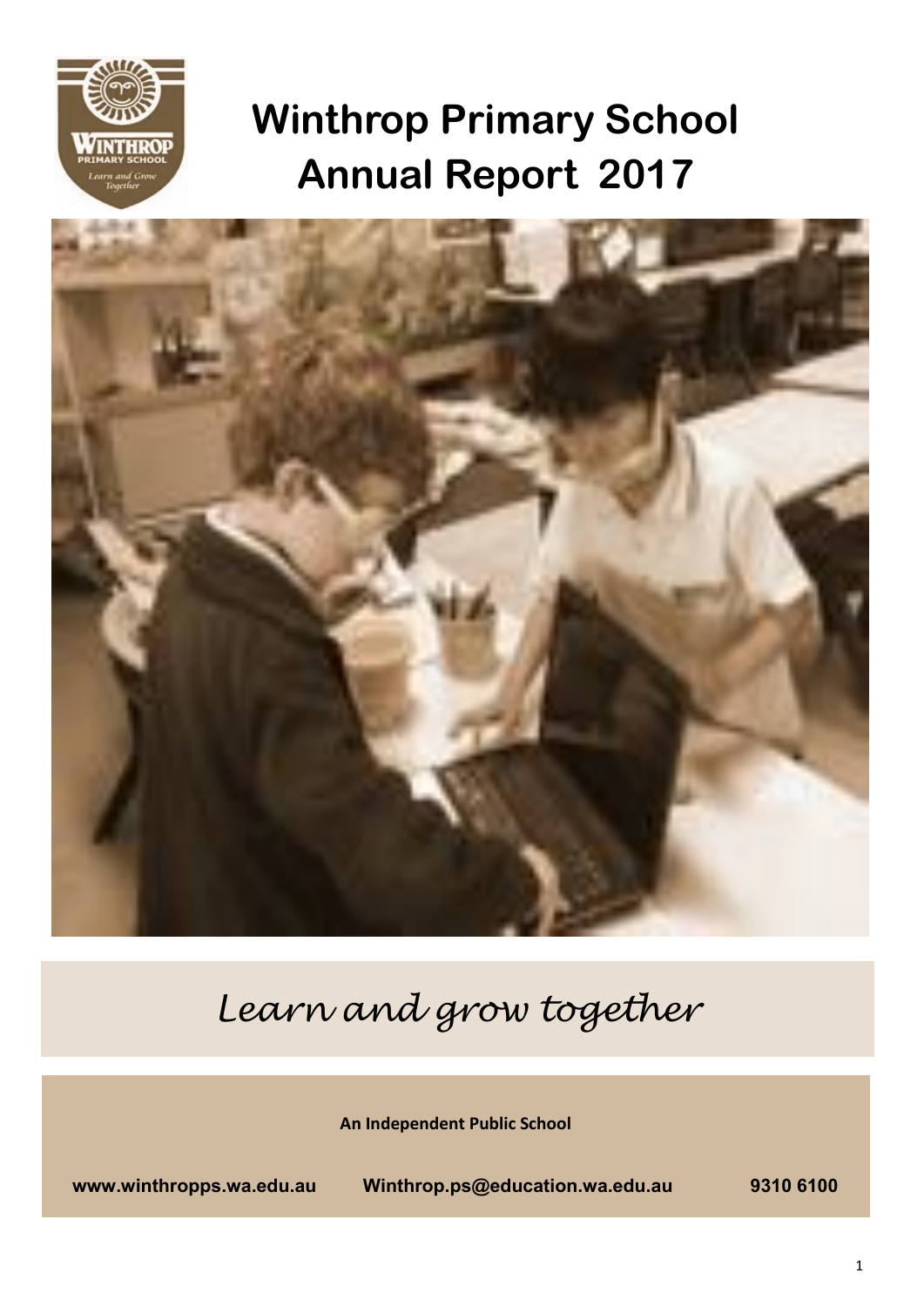# Winthrop Primary School Annual Report 2017

*Learn and grow together*

**An Independent Public School**

**www.winthropps.wa.edu.au** **Winthrop.ps@education.wa.edu.au** **9310 6100**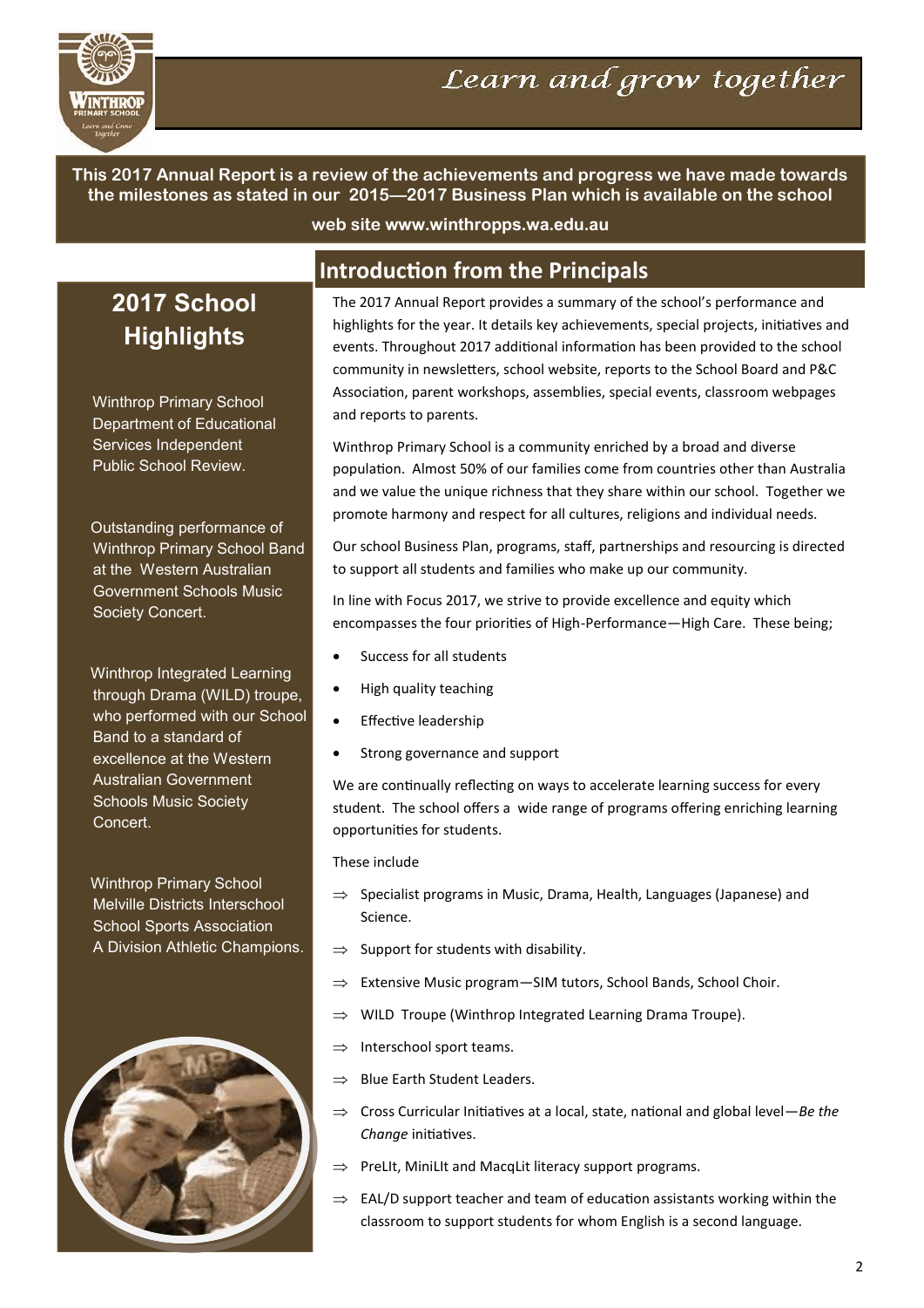# Learn and grow together

**This 2017 Annual Report is a review of the achievements and progress we have made towards the milestones as stated in our 2015—2017 Business Plan which is available on the school web site www.winthropps.wa.edu.au**

## Introduction from the Principals

The 2017 Annual Report provides a summary of the school's performance and highlights for the year. It details key achievements, special projects, initiatives and events. Throughout 2017 additional information has been provided to the school community in newsletters, school website, reports to the School Board and P&C Association, parent workshops, assemblies, special events, classroom webpages and reports to parents.

Winthrop Primary School is a community enriched by a broad and diverse population. Almost 50% of our families come from countries other than Australia and we value the unique richness that they share within our school. Together we promote harmony and respect for all cultures, religions and individual needs.

Our school Business Plan, programs, staff, partnerships and resourcing is directed to support all students and families who make up our community.

In line with Focus 2017, we strive to provide excellence and equity which encompasses the four priorities of High-Performance—High Care. These being;

- Success for all students
- High quality teaching
- Effective leadership
- Strong governance and support

We are continually reflecting on ways to accelerate learning success for every student. The school offers a wide range of programs offering enriching learning opportunities for students.

These include

- ⇒ Specialist programs in Music, Drama, Health, Languages (Japanese) and Science.
- ⇒ Support for students with disability.
- ⇒ Extensive Music program—SIM tutors, School Bands, School Choir.
- ⇒ WILD Troupe (Winthrop Integrated Learning Drama Troupe).
- ⇒ Interschool sport teams.
- ⇒ Blue Earth Student Leaders.
- ⇒ Cross Curricular Initiatives at a local, state, national and global level—*Be the Change* initiatives.
- ⇒ PreLIt, MiniLIt and MacqLit literacy support programs.
- ⇒ EAL/D support teacher and team of education assistants working within the classroom to support students for whom English is a second language.

## 2017 School Highlights

Winthrop Primary School Department of Educational Services Independent Public School Review.

Outstanding performance of Winthrop Primary School Band at the Western Australian Government Schools Music Society Concert.

Winthrop Integrated Learning through Drama (WILD) troupe, who performed with our School Band to a standard of excellence at the Western Australian Government Schools Music Society Concert.

Winthrop Primary School Melville Districts Interschool School Sports Association A Division Athletic Champions.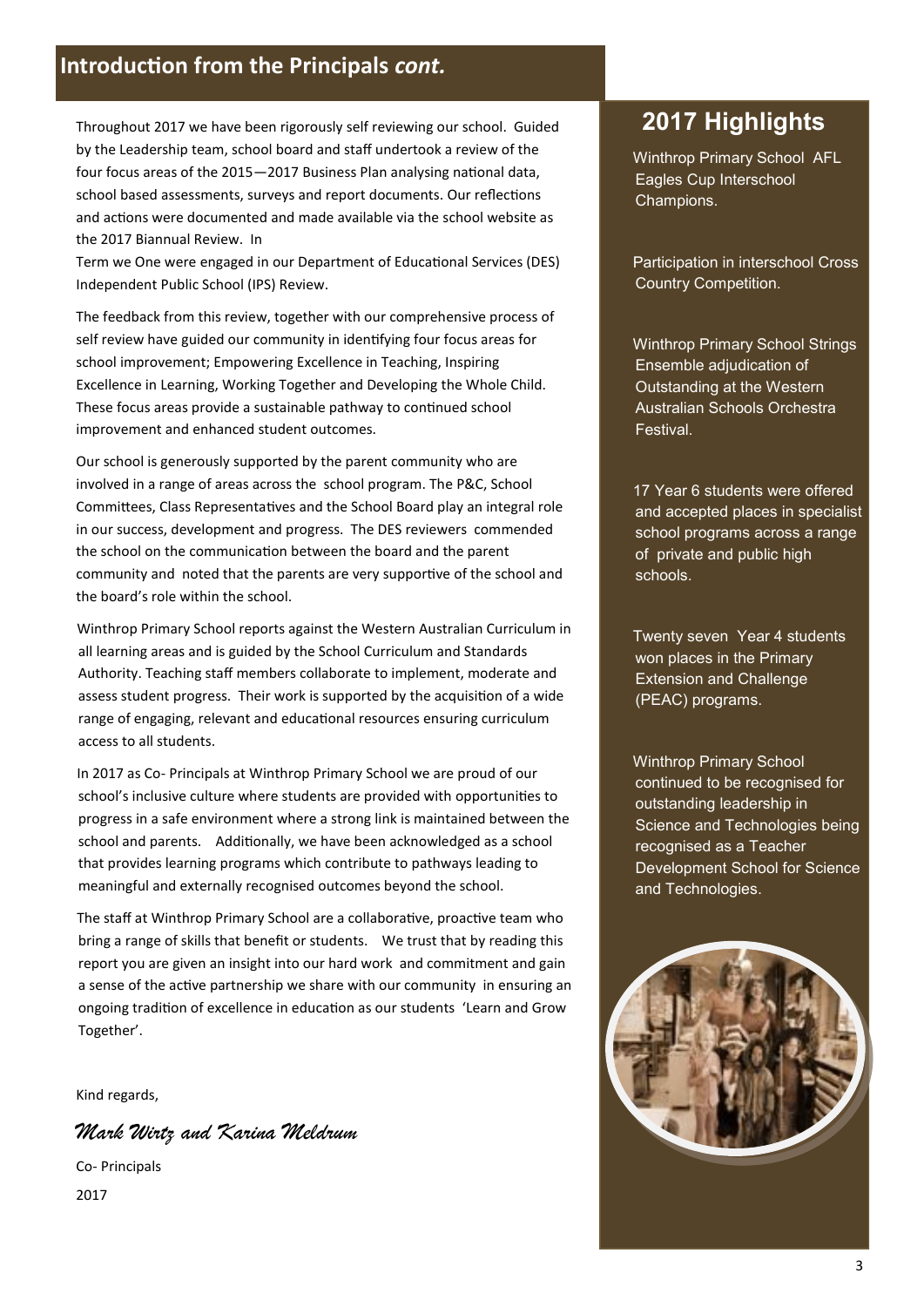## Introduction from the Principals *cont.*

Throughout 2017 we have been rigorously self reviewing our school. Guided by the Leadership team, school board and staff undertook a review of the four focus areas of the 2015—2017 Business Plan analysing national data, school based assessments, surveys and report documents. Our reflections and actions were documented and made available via the school website as the 2017 Biannual Review. In Term we One were engaged in our Department of Educational Services (DES) Independent Public School (IPS) Review.

The feedback from this review, together with our comprehensive process of self review have guided our community in identifying four focus areas for school improvement; Empowering Excellence in Teaching, Inspiring Excellence in Learning, Working Together and Developing the Whole Child. These focus areas provide a sustainable pathway to continued school improvement and enhanced student outcomes.

Our school is generously supported by the parent community who are involved in a range of areas across the school program. The P&C, School Committees, Class Representatives and the School Board play an integral role in our success, development and progress. The DES reviewers commended the school on the communication between the board and the parent community and noted that the parents are very supportive of the school and the board's role within the school.

Winthrop Primary School reports against the Western Australian Curriculum in all learning areas and is guided by the School Curriculum and Standards Authority. Teaching staff members collaborate to implement, moderate and assess student progress. Their work is supported by the acquisition of a wide range of engaging, relevant and educational resources ensuring curriculum access to all students.

In 2017 as Co- Principals at Winthrop Primary School we are proud of our school's inclusive culture where students are provided with opportunities to progress in a safe environment where a strong link is maintained between the school and parents. Additionally, we have been acknowledged as a school that provides learning programs which contribute to pathways leading to meaningful and externally recognised outcomes beyond the school.

The staff at Winthrop Primary School are a collaborative, proactive team who bring a range of skills that benefit or students. We trust that by reading this report you are given an insight into our hard work and commitment and gain a sense of the active partnership we share with our community in ensuring an ongoing tradition of excellence in education as our students 'Learn and Grow Together'.

Kind regards,

*Mark Wirtz and Karina Meldrum*

Co- Principals

2017

## 2017 Highlights

Winthrop Primary School AFL Eagles Cup Interschool Champions.

Participation in interschool Cross Country Competition.

Winthrop Primary School Strings Ensemble adjudication of Outstanding at the Western Australian Schools Orchestra Festival.

17 Year 6 students were offered and accepted places in specialist school programs across a range of private and public high schools.

Twenty seven Year 4 students won places in the Primary Extension and Challenge (PEAC) programs.

Winthrop Primary School continued to be recognised for outstanding leadership in Science and Technologies being recognised as a Teacher Development School for Science and Technologies.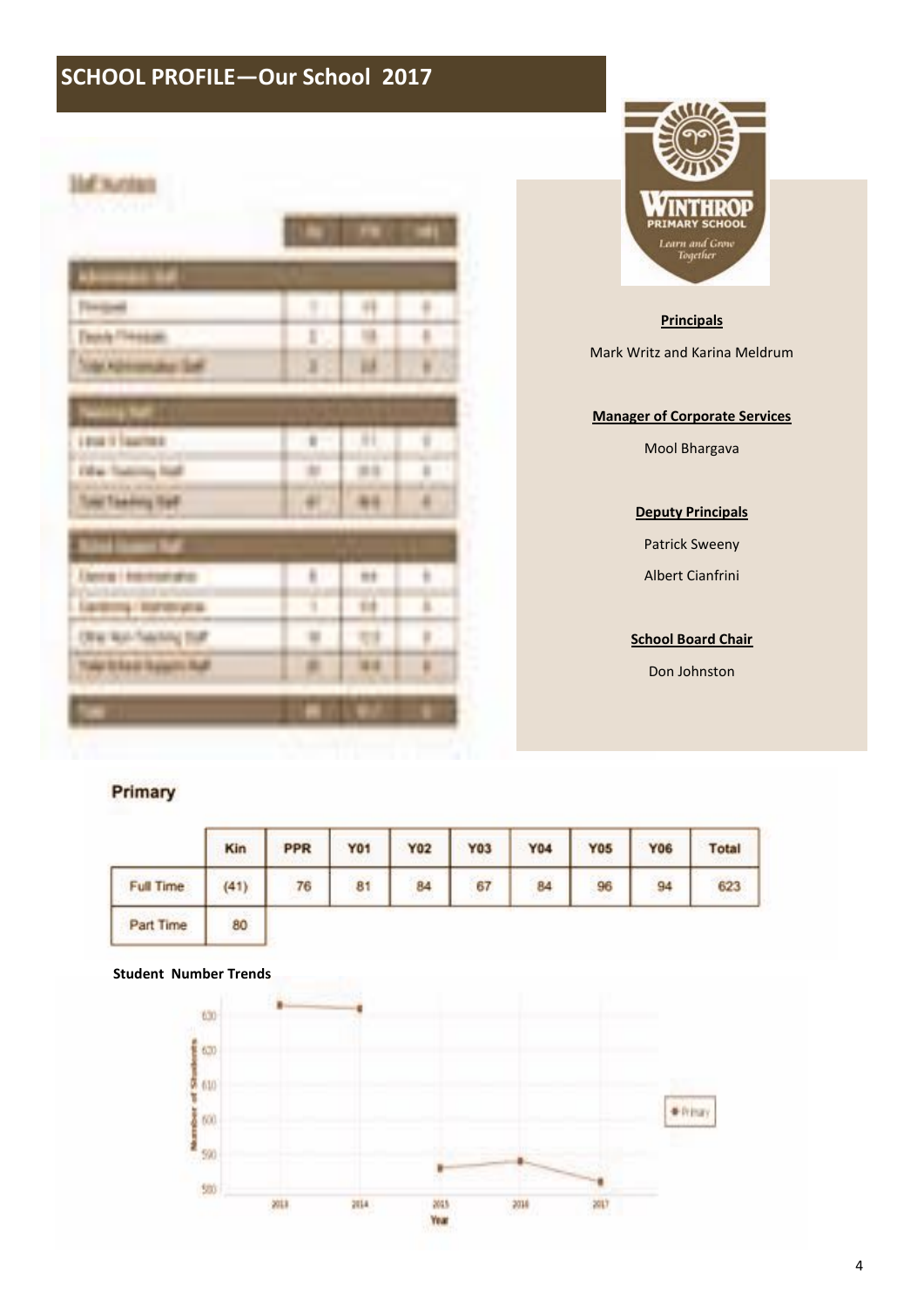# SCHOOL PROFILE—Our School 2017

**Principals**

Mark Writz and Karina Meldrum

**Manager of Corporate Services**

Mool Bhargava

**Deputy Principals**

Patrick Sweeny

Albert Cianfrini

**School Board Chair**

Don Johnston

## Primary

|  | Kin | PPR | Y01 | Y02 | Y03 | Y04 | Y05 | Y06 | Total |
|---|---|---|---|---|---|---|---|---|---|
| Full Time | (41) | 76 | 81 | 84 | 67 | 84 | 96 | 94 | 623 |
| Part Time | 80 |  |  |  |  |  |  |  |  |

**Student Number Trends**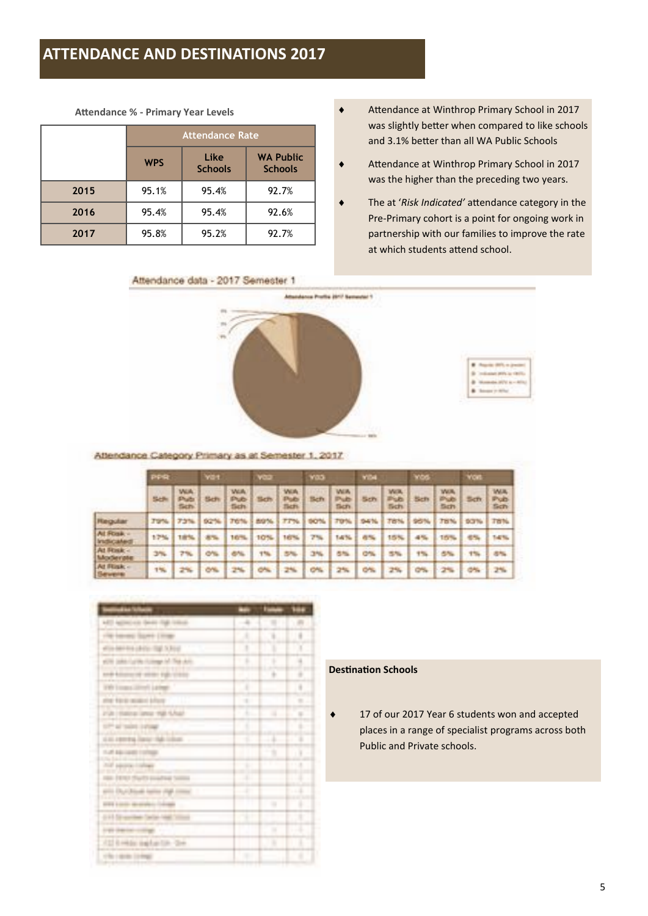# ATTENDANCE AND DESTINATIONS 2017

**Attendance % - Primary Year Levels**

| | Attendance Rate | | |
|---|---|---|---|
| | WPS | Like Schools | WA Public Schools |
| 2015 | 95.1% | 95.4% | 92.7% |
| 2016 | 95.4% | 95.4% | 92.6% |
| 2017 | 95.8% | 95.2% | 92.7% |

- Attendance at Winthrop Primary School in 2017 was slightly better when compared to like schools and 3.1% better than all WA Public Schools
- Attendance at Winthrop Primary School in 2017 was the higher than the preceding two years.
- The at '*Risk Indicated*' attendance category in the Pre-Primary cohort is a point for ongoing work in partnership with our families to improve the rate at which students attend school.

Attendance data - 2017 Semester 1

Attendance Category Primary as at Semester 1, 2017

| | PPR | | Y01 | | Y02 | | Y03 | | Y04 | | Y05 | | Y06 | |
|---|---|---|---|---|---|---|---|---|---|---|---|---|---|---|
| | Sch | WA Pub Sch | Sch | WA Pub Sch | Sch | WA Pub Sch | Sch | WA Pub Sch | Sch | WA Pub Sch | Sch | WA Pub Sch | Sch | WA Pub Sch |
| Regular | 79% | 73% | 92% | 76% | 89% | 77% | 90% | 79% | 94% | 78% | 95% | 78% | 93% | 78% |
| At Risk - Indicated | 17% | 18% | 8% | 16% | 10% | 16% | 7% | 14% | 6% | 15% | 4% | 15% | 6% | 14% |
| At Risk - Moderate | 3% | 7% | 0% | 6% | 1% | 5% | 3% | 5% | 0% | 5% | 1% | 5% | 1% | 6% |
| At Risk - Severe | 1% | 2% | 0% | 2% | 0% | 2% | 0% | 2% | 0% | 2% | 0% | 2% | 0% | 2% |

**Destination Schools**

- 17 of our 2017 Year 6 students won and accepted places in a range of specialist programs across both Public and Private schools.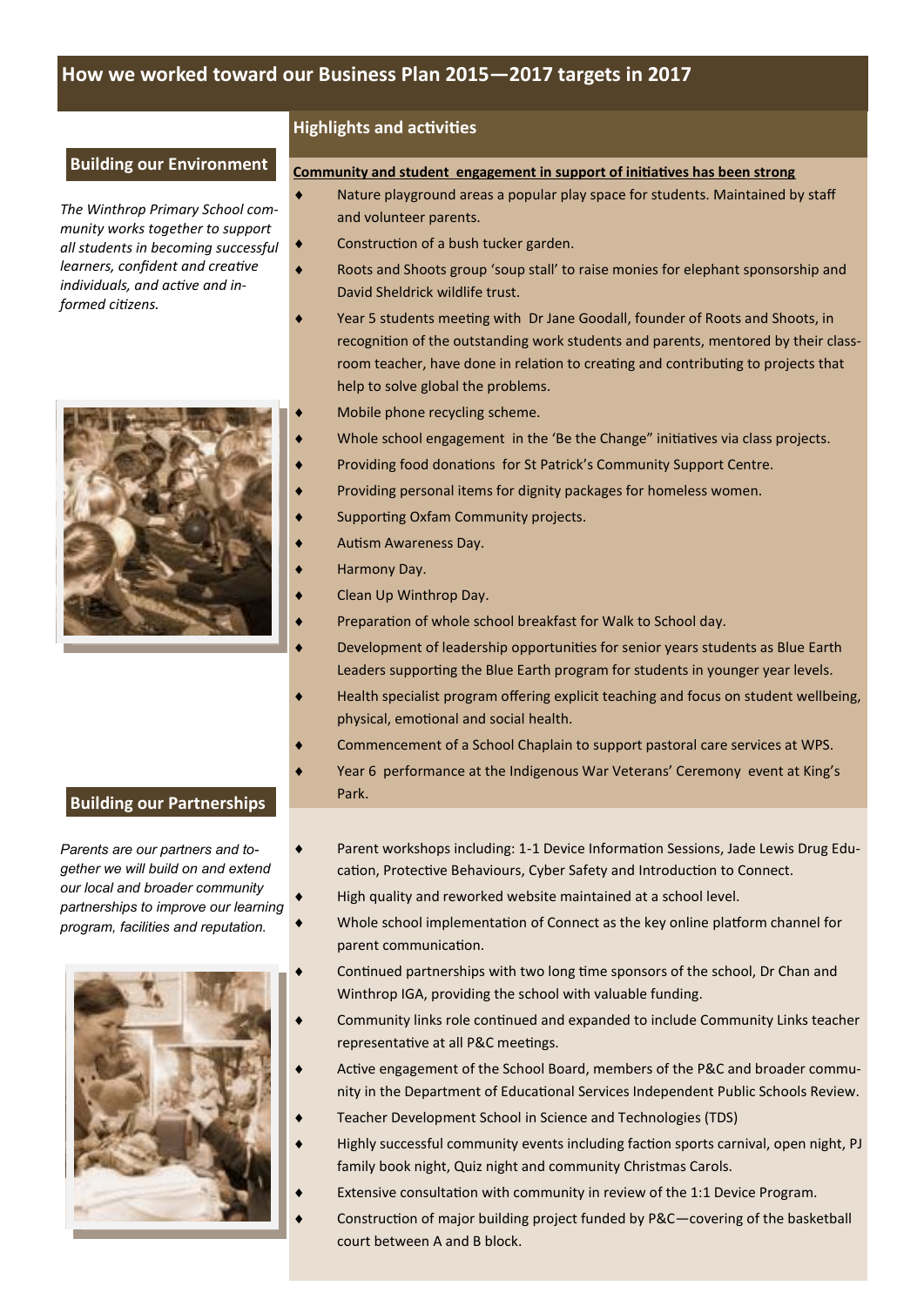# How we worked toward our Business Plan 2015—2017 targets in 2017

## Building our Environment

*The Winthrop Primary School community works together to support all students in becoming successful learners, confident and creative individuals, and active and informed citizens.*

## Highlights and activities

**Community and student engagement in support of initiatives has been strong**

- Nature playground areas a popular play space for students. Maintained by staff and volunteer parents.
- Construction of a bush tucker garden.
- Roots and Shoots group 'soup stall' to raise monies for elephant sponsorship and David Sheldrick wildlife trust.
- Year 5 students meeting with Dr Jane Goodall, founder of Roots and Shoots, in recognition of the outstanding work students and parents, mentored by their classroom teacher, have done in relation to creating and contributing to projects that help to solve global the problems.
- Mobile phone recycling scheme.
- Whole school engagement in the 'Be the Change" initiatives via class projects.
- Providing food donations for St Patrick's Community Support Centre.
- Providing personal items for dignity packages for homeless women.
- Supporting Oxfam Community projects.
- Autism Awareness Day.
- Harmony Day.
- Clean Up Winthrop Day.
- Preparation of whole school breakfast for Walk to School day.
- Development of leadership opportunities for senior years students as Blue Earth Leaders supporting the Blue Earth program for students in younger year levels.
- Health specialist program offering explicit teaching and focus on student wellbeing, physical, emotional and social health.
- Commencement of a School Chaplain to support pastoral care services at WPS.
- Year 6 performance at the Indigenous War Veterans' Ceremony event at King's Park.

## Building our Partnerships

*Parents are our partners and together we will build on and extend our local and broader community partnerships to improve our learning program, facilities and reputation.*

- Parent workshops including: 1-1 Device Information Sessions, Jade Lewis Drug Education, Protective Behaviours, Cyber Safety and Introduction to Connect.
- High quality and reworked website maintained at a school level.
- Whole school implementation of Connect as the key online platform channel for parent communication.
- Continued partnerships with two long time sponsors of the school, Dr Chan and Winthrop IGA, providing the school with valuable funding.
- Community links role continued and expanded to include Community Links teacher representative at all P&C meetings.
- Active engagement of the School Board, members of the P&C and broader community in the Department of Educational Services Independent Public Schools Review.
- Teacher Development School in Science and Technologies (TDS)
- Highly successful community events including faction sports carnival, open night, PJ family book night, Quiz night and community Christmas Carols.
- Extensive consultation with community in review of the 1:1 Device Program.
- Construction of major building project funded by P&C—covering of the basketball court between A and B block.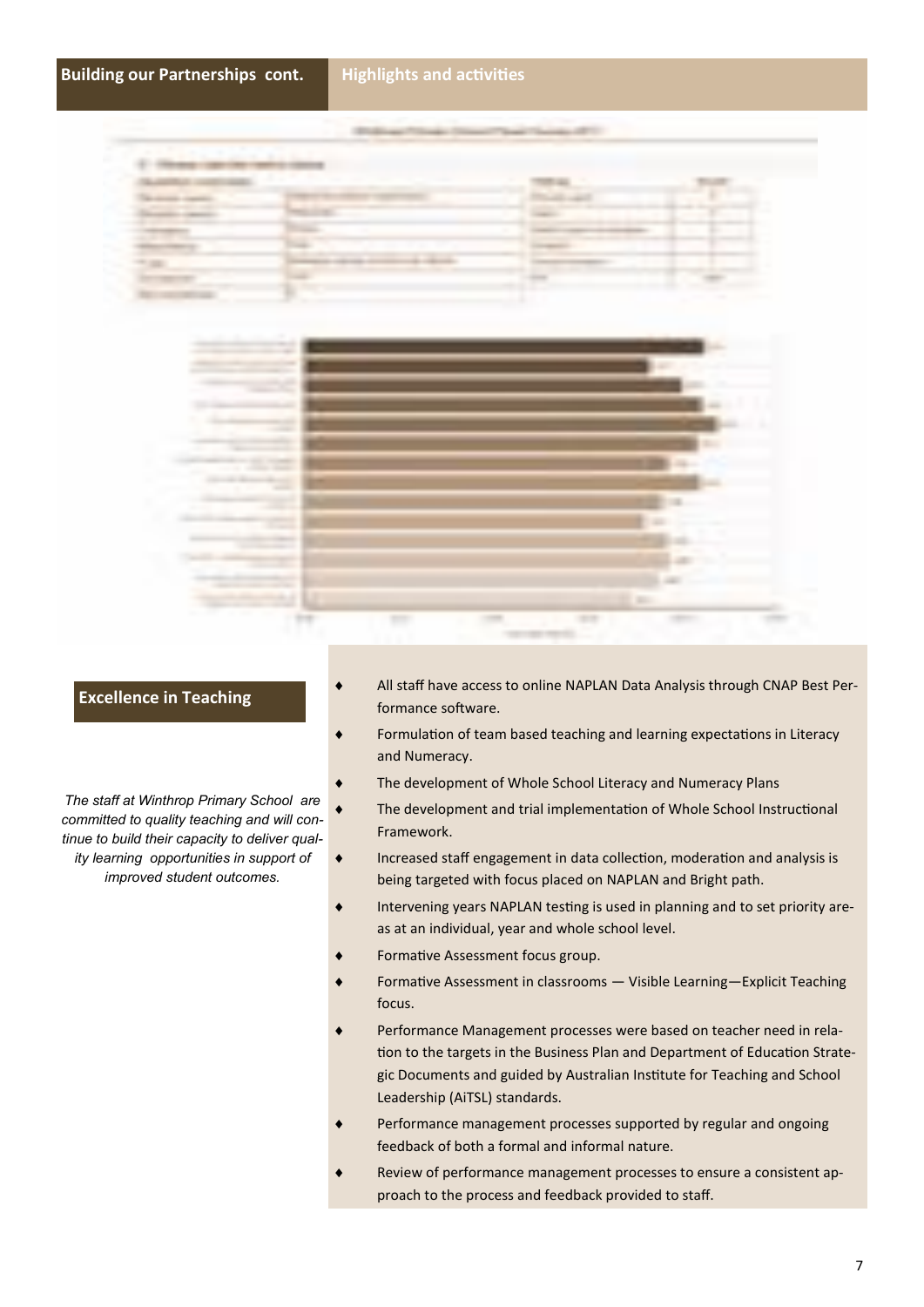## Building our Partnerships cont.

## Highlights and activities

## Excellence in Teaching

*The staff at Winthrop Primary School are committed to quality teaching and will continue to build their capacity to deliver quality learning opportunities in support of improved student outcomes.*

- All staff have access to online NAPLAN Data Analysis through CNAP Best Performance software.
- Formulation of team based teaching and learning expectations in Literacy and Numeracy.
- The development of Whole School Literacy and Numeracy Plans
- The development and trial implementation of Whole School Instructional Framework.
- Increased staff engagement in data collection, moderation and analysis is being targeted with focus placed on NAPLAN and Bright path.
- Intervening years NAPLAN testing is used in planning and to set priority areas at an individual, year and whole school level.
- Formative Assessment focus group.
- Formative Assessment in classrooms — Visible Learning—Explicit Teaching focus.
- Performance Management processes were based on teacher need in relation to the targets in the Business Plan and Department of Education Strategic Documents and guided by Australian Institute for Teaching and School Leadership (AiTSL) standards.
- Performance management processes supported by regular and ongoing feedback of both a formal and informal nature.
- Review of performance management processes to ensure a consistent approach to the process and feedback provided to staff.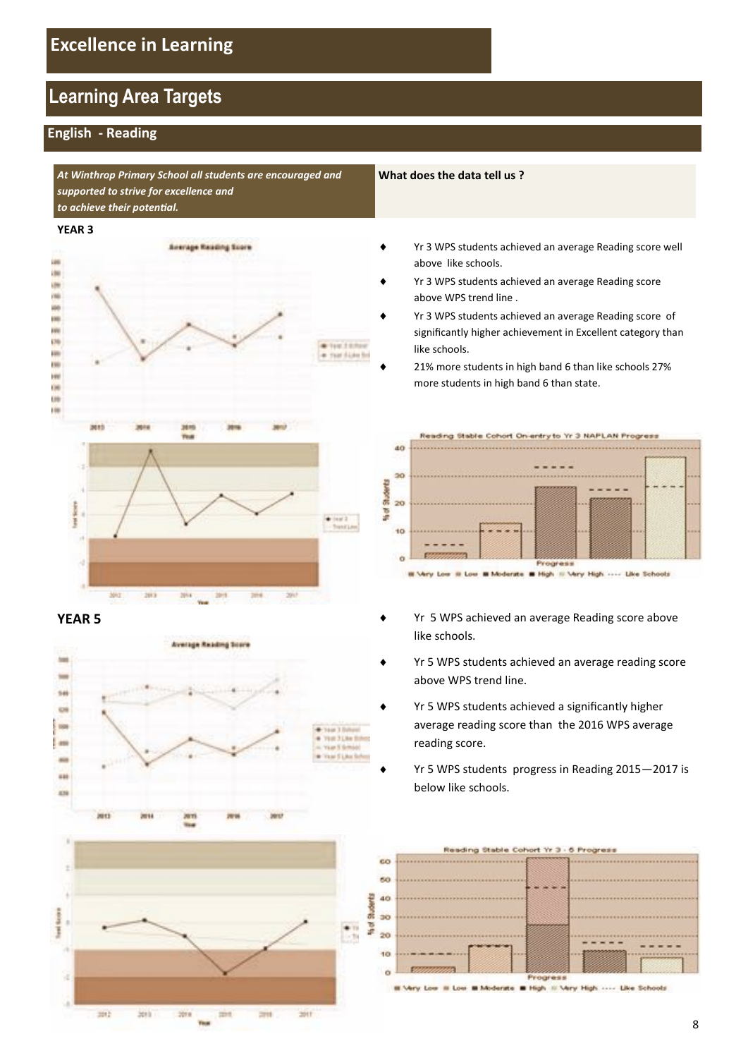# Excellence in Learning

## Learning Area Targets

### English - Reading

*At Winthrop Primary School all students are encouraged and supported to strive for excellence and to achieve their potential.*

**What does the data tell us ?**

**YEAR 3**

- Yr 3 WPS students achieved an average Reading score well above like schools.
- Yr 3 WPS students achieved an average Reading score above WPS trend line .
- Yr 3 WPS students achieved an average Reading score of significantly higher achievement in Excellent category than like schools.
- 21% more students in high band 6 than like schools 27% more students in high band 6 than state.

**YEAR 5**

- Yr 5 WPS achieved an average Reading score above like schools.
- Yr 5 WPS students achieved an average reading score above WPS trend line.
- Yr 5 WPS students achieved a significantly higher average reading score than the 2016 WPS average reading score.
- Yr 5 WPS students progress in Reading 2015—2017 is below like schools.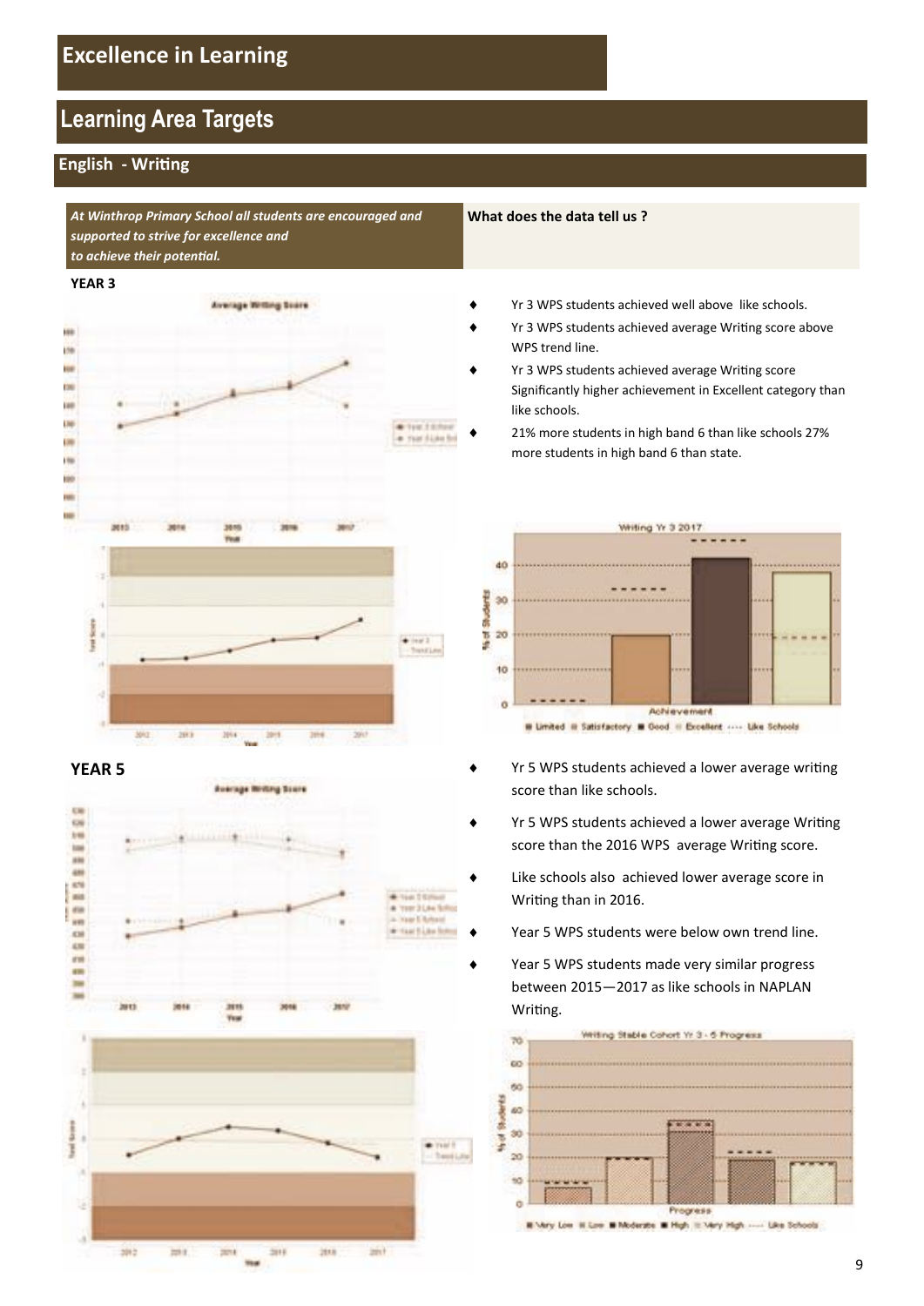# Excellence in Learning

## Learning Area Targets

### English - Writing

*At Winthrop Primary School all students are encouraged and supported to strive for excellence and to achieve their potential.*

**What does the data tell us ?**

**YEAR 3**

- Yr 3 WPS students achieved well above like schools.
- Yr 3 WPS students achieved average Writing score above WPS trend line.
- Yr 3 WPS students achieved average Writing score Significantly higher achievement in Excellent category than like schools.
- 21% more students in high band 6 than like schools 27% more students in high band 6 than state.

**YEAR 5**

- Yr 5 WPS students achieved a lower average writing score than like schools.
- Yr 5 WPS students achieved a lower average Writing score than the 2016 WPS average Writing score.
- Like schools also achieved lower average score in Writing than in 2016.
- Year 5 WPS students were below own trend line.
- Year 5 WPS students made very similar progress between 2015—2017 as like schools in NAPLAN Writing.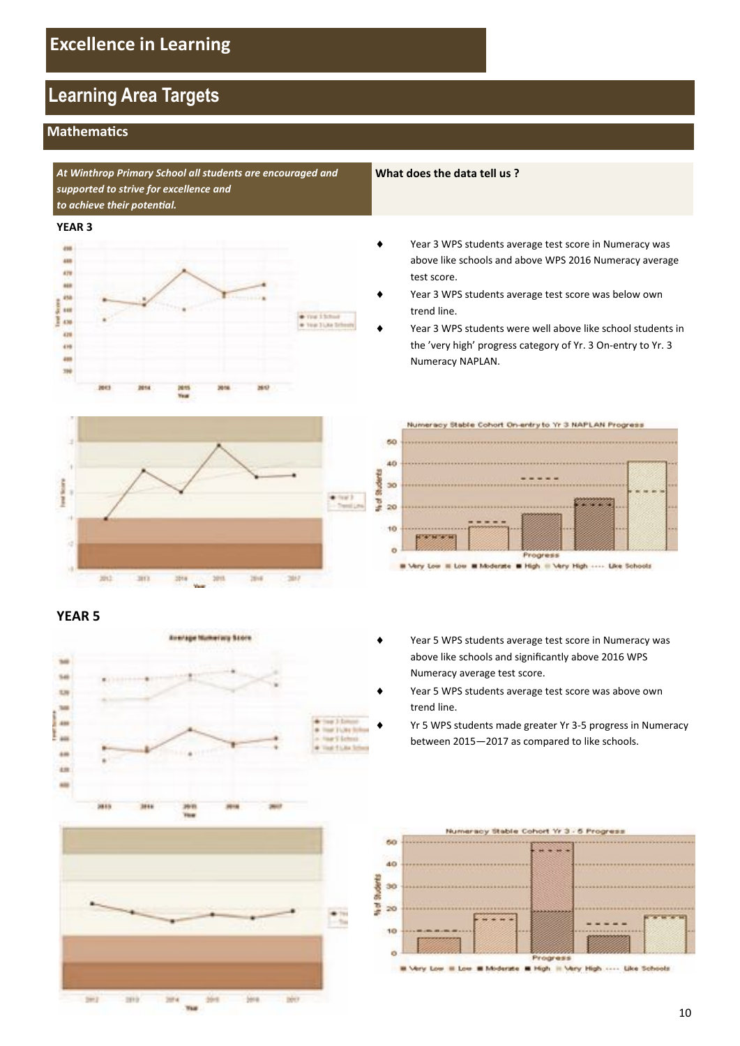# Excellence in Learning

## Learning Area Targets

### Mathematics

*At Winthrop Primary School all students are encouraged and supported to strive for excellence and to achieve their potential.*

**What does the data tell us ?**

**YEAR 3**

- Year 3 WPS students average test score in Numeracy was above like schools and above WPS 2016 Numeracy average test score.
- Year 3 WPS students average test score was below own trend line.
- Year 3 WPS students were well above like school students in the 'very high' progress category of Yr. 3 On-entry to Yr. 3 Numeracy NAPLAN.

**YEAR 5**

- Year 5 WPS students average test score in Numeracy was above like schools and significantly above 2016 WPS Numeracy average test score.
- Year 5 WPS students average test score was above own trend line.
- Yr 5 WPS students made greater Yr 3-5 progress in Numeracy between 2015—2017 as compared to like schools.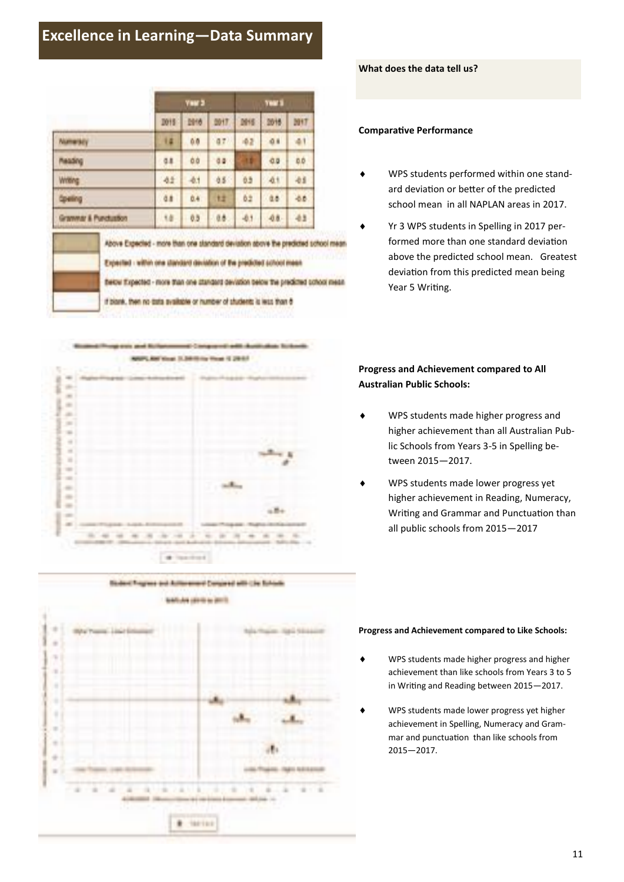# Excellence in Learning—Data Summary

| | Year 3 | | | Year 5 | | |
|---|---|---|---|---|---|---|
| | 2015 | 2016 | 2017 | 2015 | 2016 | 2017 |
| Numeracy | 1.2 | 0.6 | 0.7 | -0.2 | -0.4 | -0.1 |
| Reading | 0.8 | 0.0 | 0.8 | -1.0 | -0.0 | 0.0 |
| Writing | -0.2 | -0.1 | 0.5 | 0.3 | -0.1 | -0.5 |
| Spelling | 0.8 | 0.4 | 1.2 | 0.2 | 0.5 | -0.6 |
| Grammar & Punctuation | 1.0 | 0.3 | 0.8 | -0.1 | -0.8 | -0.3 |

Above Expected - more than one standard deviation above the predicted school mean

Expected - within one standard deviation of the predicted school mean

Below Expected - more than one standard deviation below the predicted school mean

If blank, then no data available or number of students is less than 5

**What does the data tell us?**

**Comparative Performance**

- WPS students performed within one standard deviation or better of the predicted school mean in all NAPLAN areas in 2017.
- Yr 3 WPS students in Spelling in 2017 performed more than one standard deviation above the predicted school mean. Greatest deviation from this predicted mean being Year 5 Writing.

**Progress and Achievement compared to All Australian Public Schools:**

- WPS students made higher progress and higher achievement than all Australian Public Schools from Years 3-5 in Spelling between 2015—2017.
- WPS students made lower progress yet higher achievement in Reading, Numeracy, Writing and Grammar and Punctuation than all public schools from 2015—2017

**Progress and Achievement compared to Like Schools:**

- WPS students made higher progress and higher achievement than like schools from Years 3 to 5 in Writing and Reading between 2015—2017.
- WPS students made lower progress yet higher achievement in Spelling, Numeracy and Grammar and punctuation than like schools from 2015—2017.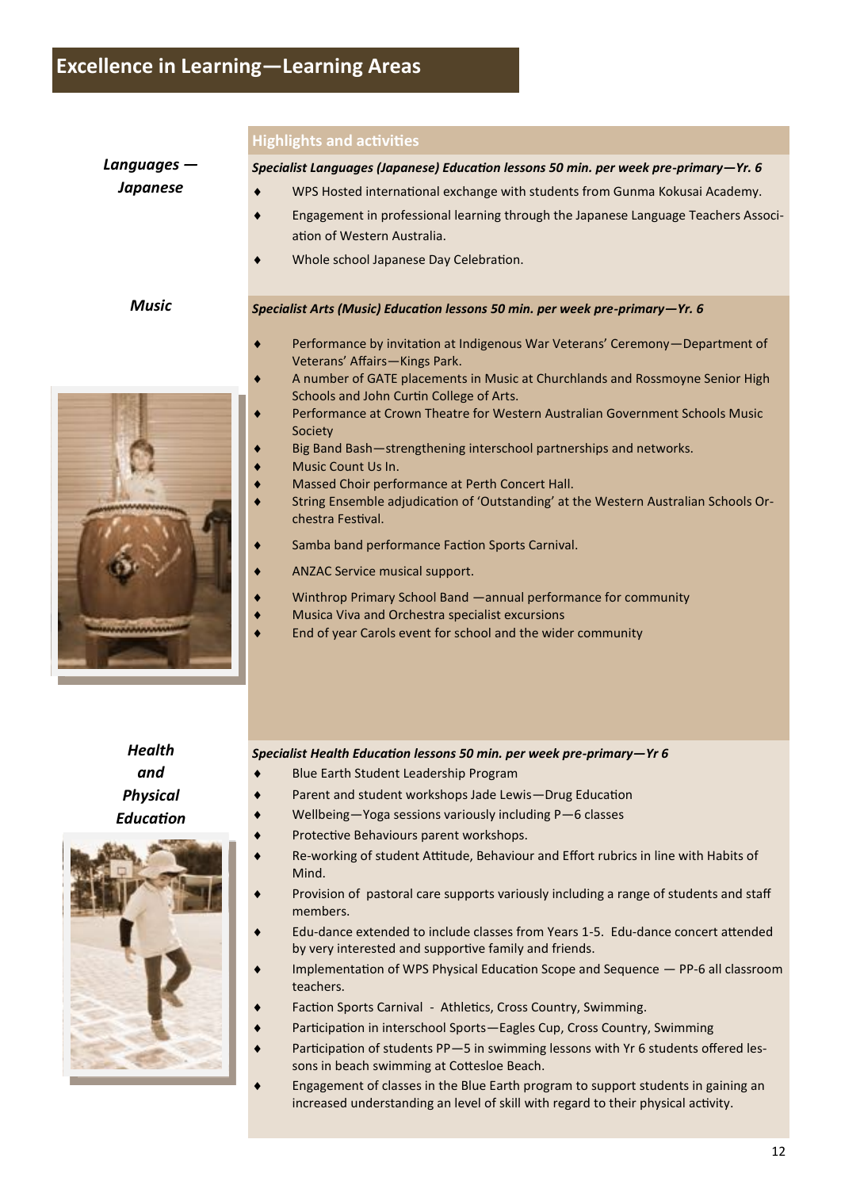# Excellence in Learning—Learning Areas

## Highlights and activities

### *Languages — Japanese*

***Specialist Languages (Japanese) Education lessons 50 min. per week pre-primary—Yr. 6***

- WPS Hosted international exchange with students from Gunma Kokusai Academy.
- Engagement in professional learning through the Japanese Language Teachers Association of Western Australia.
- Whole school Japanese Day Celebration.

### *Music*

***Specialist Arts (Music) Education lessons 50 min. per week pre-primary—Yr. 6***

- Performance by invitation at Indigenous War Veterans' Ceremony—Department of Veterans' Affairs—Kings Park.
- A number of GATE placements in Music at Churchlands and Rossmoyne Senior High Schools and John Curtin College of Arts.
- Performance at Crown Theatre for Western Australian Government Schools Music Society
- Big Band Bash—strengthening interschool partnerships and networks.
- Music Count Us In.
- Massed Choir performance at Perth Concert Hall.
- String Ensemble adjudication of 'Outstanding' at the Western Australian Schools Orchestra Festival.
- Samba band performance Faction Sports Carnival.
- ANZAC Service musical support.
- Winthrop Primary School Band —annual performance for community
- Musica Viva and Orchestra specialist excursions
- End of year Carols event for school and the wider community

### *Health and Physical Education*

***Specialist Health Education lessons 50 min. per week pre-primary—Yr 6***

- Blue Earth Student Leadership Program
- Parent and student workshops Jade Lewis—Drug Education
- Wellbeing—Yoga sessions variously including P—6 classes
- Protective Behaviours parent workshops.
- Re-working of student Attitude, Behaviour and Effort rubrics in line with Habits of Mind.
- Provision of pastoral care supports variously including a range of students and staff members.
- Edu-dance extended to include classes from Years 1-5. Edu-dance concert attended by very interested and supportive family and friends.
- Implementation of WPS Physical Education Scope and Sequence — PP-6 all classroom teachers.
- Faction Sports Carnival - Athletics, Cross Country, Swimming.
- Participation in interschool Sports—Eagles Cup, Cross Country, Swimming
- Participation of students PP—5 in swimming lessons with Yr 6 students offered lessons in beach swimming at Cottesloe Beach.
- Engagement of classes in the Blue Earth program to support students in gaining an increased understanding an level of skill with regard to their physical activity.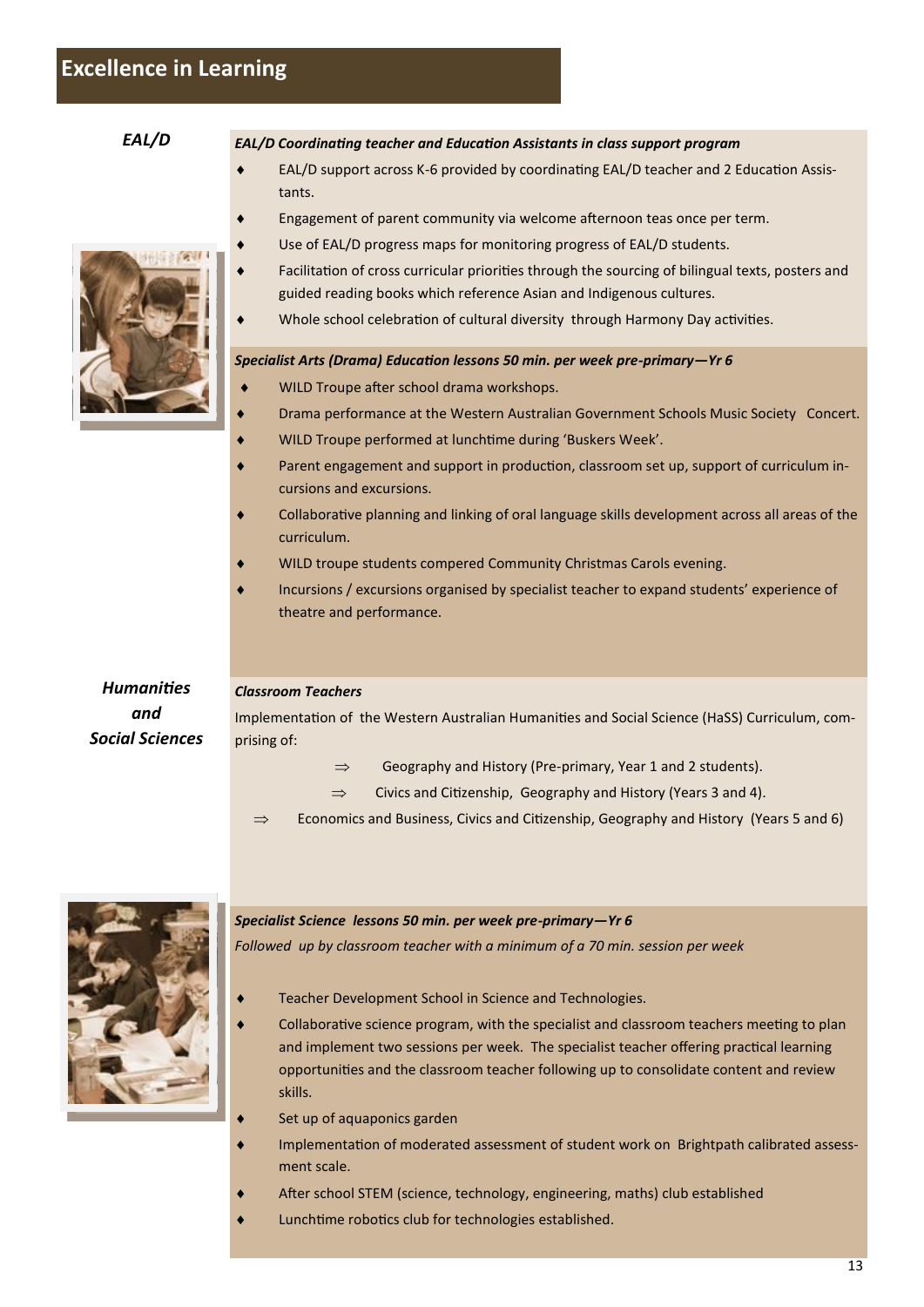# Excellence in Learning

## *EAL/D*

***EAL/D Coordinating teacher and Education Assistants in class support program***

- EAL/D support across K-6 provided by coordinating EAL/D teacher and 2 Education Assistants.
- Engagement of parent community via welcome afternoon teas once per term.
- Use of EAL/D progress maps for monitoring progress of EAL/D students.
- Facilitation of cross curricular priorities through the sourcing of bilingual texts, posters and guided reading books which reference Asian and Indigenous cultures.
- Whole school celebration of cultural diversity through Harmony Day activities.

***Specialist Arts (Drama) Education lessons 50 min. per week pre-primary—Yr 6***

- WILD Troupe after school drama workshops.
- Drama performance at the Western Australian Government Schools Music Society Concert.
- WILD Troupe performed at lunchtime during 'Buskers Week'.
- Parent engagement and support in production, classroom set up, support of curriculum incursions and excursions.
- Collaborative planning and linking of oral language skills development across all areas of the curriculum.
- WILD troupe students compered Community Christmas Carols evening.
- Incursions / excursions organised by specialist teacher to expand students' experience of theatre and performance.

## *Humanities and Social Sciences*

***Classroom Teachers***

Implementation of the Western Australian Humanities and Social Science (HaSS) Curriculum, comprising of:

- ⇒ Geography and History (Pre-primary, Year 1 and 2 students).
- ⇒ Civics and Citizenship, Geography and History (Years 3 and 4).
- ⇒ Economics and Business, Civics and Citizenship, Geography and History (Years 5 and 6)

***Specialist Science lessons 50 min. per week pre-primary—Yr 6***

*Followed up by classroom teacher with a minimum of a 70 min. session per week*

- Teacher Development School in Science and Technologies.
- Collaborative science program, with the specialist and classroom teachers meeting to plan and implement two sessions per week. The specialist teacher offering practical learning opportunities and the classroom teacher following up to consolidate content and review skills.
- Set up of aquaponics garden
- Implementation of moderated assessment of student work on Brightpath calibrated assessment scale.
- After school STEM (science, technology, engineering, maths) club established
- Lunchtime robotics club for technologies established.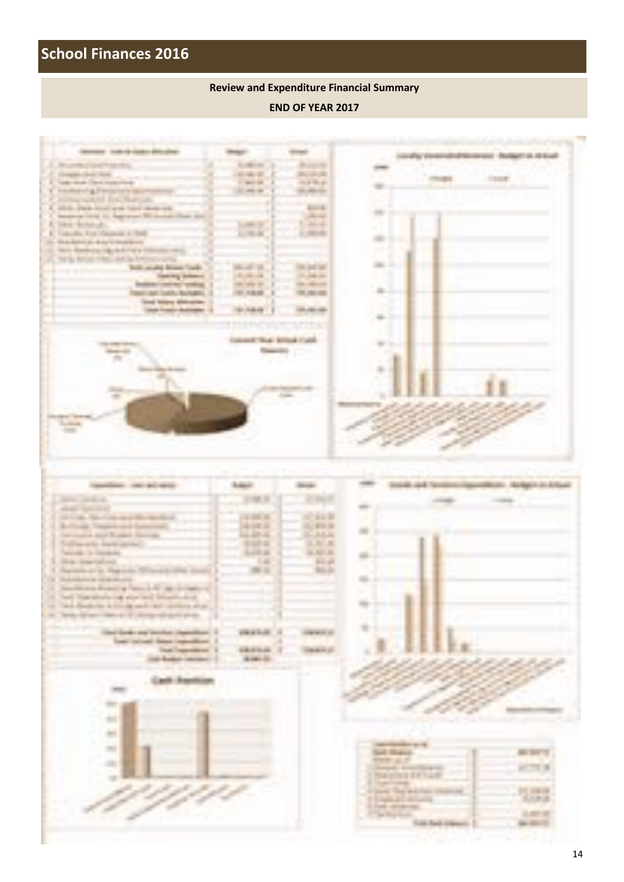# School Finances 2016

**Review and Expenditure Financial Summary**

**END OF YEAR 2017**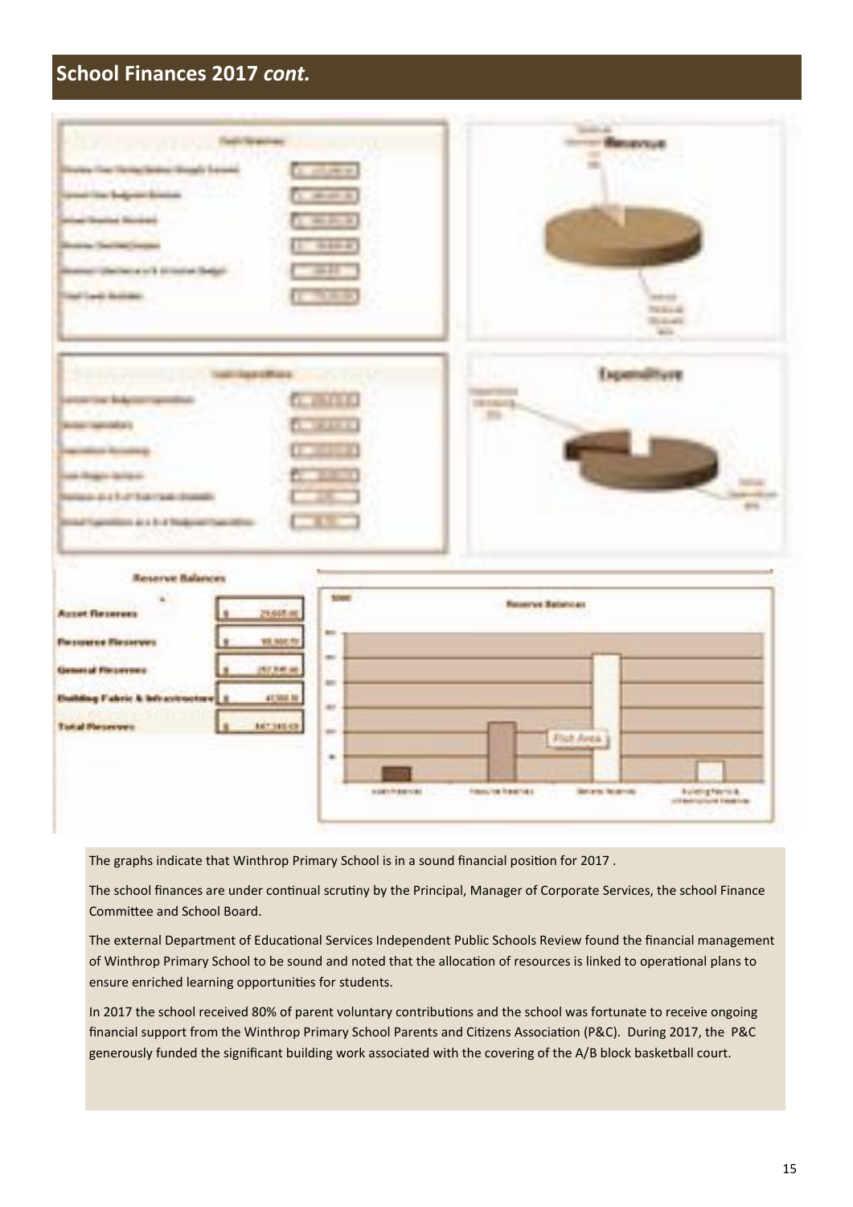## School Finances 2017 *cont.*

The graphs indicate that Winthrop Primary School is in a sound financial position for 2017 .

The school finances are under continual scrutiny by the Principal, Manager of Corporate Services, the school Finance Committee and School Board.

The external Department of Educational Services Independent Public Schools Review found the financial management of Winthrop Primary School to be sound and noted that the allocation of resources is linked to operational plans to ensure enriched learning opportunities for students.

In 2017 the school received 80% of parent voluntary contributions and the school was fortunate to receive ongoing financial support from the Winthrop Primary School Parents and Citizens Association (P&C). During 2017, the P&C generously funded the significant building work associated with the covering of the A/B block basketball court.